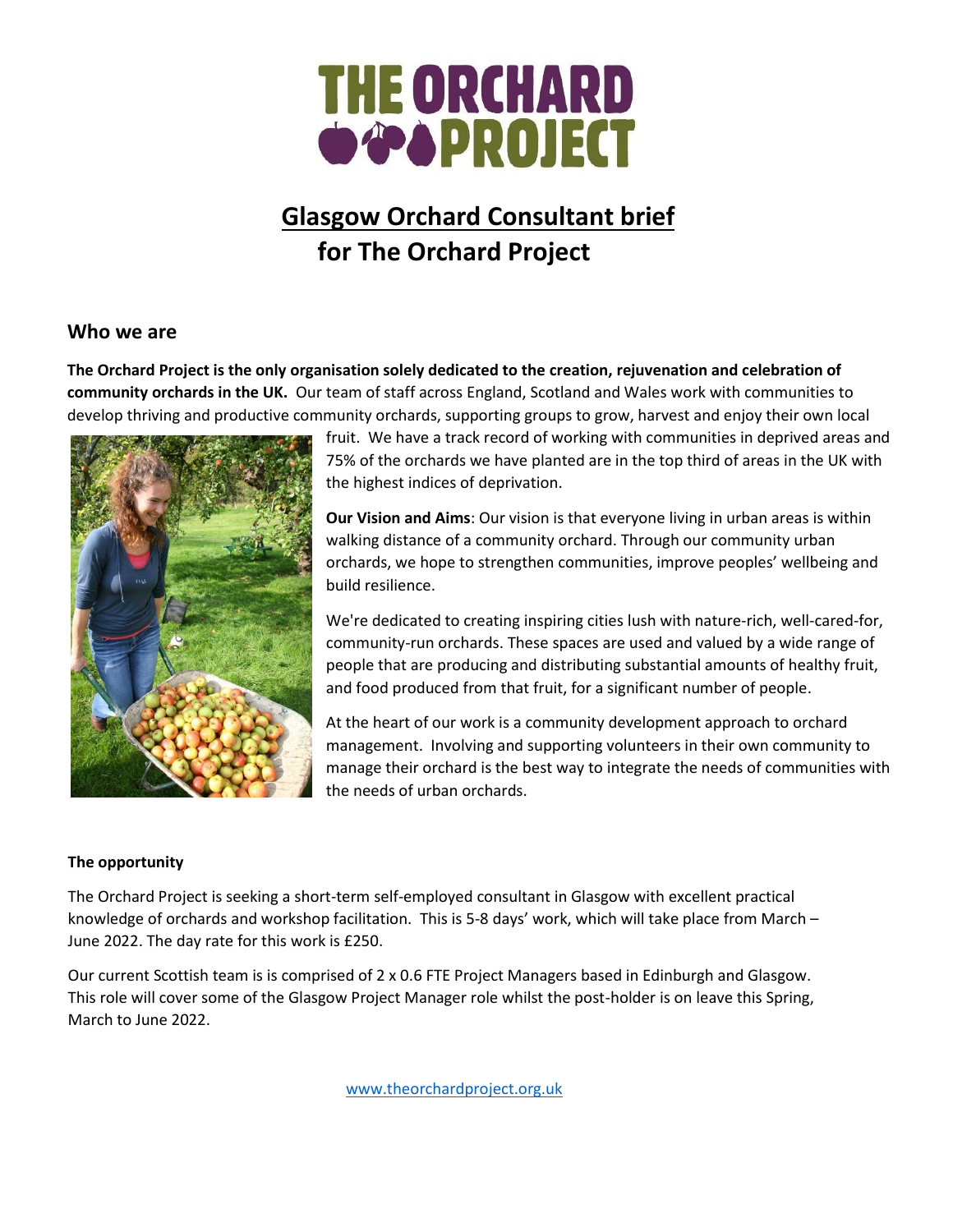# THE ORCHARD PROJECT

## Glasgow Orchard Consultant brief for The Orchard Project

### Who we are

**The Orchard Project is the only organisation solely dedicated to the creation, rejuvenation and celebration of community orchards in the UK.** Our team of staff across England, Scotland and Wales work with communities to develop thriving and productive community orchards, supporting groups to grow, harvest and enjoy their own local fruit. We have a track record of working with communities in deprived areas and 75% of the orchards we have planted are in the top third of areas in the UK with the highest indices of deprivation.

**Our Vision and Aims**: Our vision is that everyone living in urban areas is within walking distance of a community orchard. Through our community urban orchards, we hope to strengthen communities, improve peoples' wellbeing and build resilience.

We're dedicated to creating inspiring cities lush with nature-rich, well-cared-for, community-run orchards. These spaces are used and valued by a wide range of people that are producing and distributing substantial amounts of healthy fruit, and food produced from that fruit, for a significant number of people.

At the heart of our work is a community development approach to orchard management. Involving and supporting volunteers in their own community to manage their orchard is the best way to integrate the needs of communities with the needs of urban orchards.

**The opportunity**

The Orchard Project is seeking a short-term self-employed consultant in Glasgow with excellent practical knowledge of orchards and workshop facilitation. This is 5-8 days' work, which will take place from March – June 2022. The day rate for this work is £250.

Our current Scottish team is is comprised of 2 x 0.6 FTE Project Managers based in Edinburgh and Glasgow. This role will cover some of the Glasgow Project Manager role whilst the post-holder is on leave this Spring, March to June 2022.

www.theorchardproject.org.uk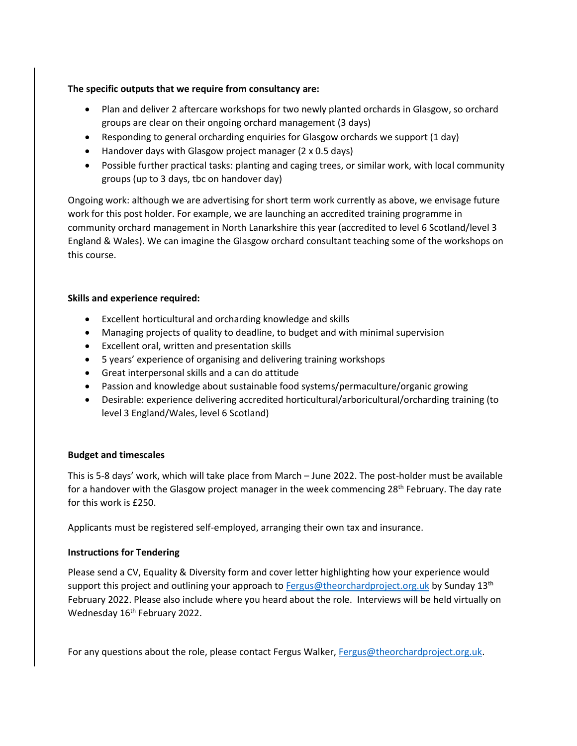**The specific outputs that we require from consultancy are:**

- Plan and deliver 2 aftercare workshops for two newly planted orchards in Glasgow, so orchard groups are clear on their ongoing orchard management (3 days)
- Responding to general orcharding enquiries for Glasgow orchards we support (1 day)
- Handover days with Glasgow project manager (2 x 0.5 days)
- Possible further practical tasks: planting and caging trees, or similar work, with local community groups (up to 3 days, tbc on handover day)

Ongoing work: although we are advertising for short term work currently as above, we envisage future work for this post holder. For example, we are launching an accredited training programme in community orchard management in North Lanarkshire this year (accredited to level 6 Scotland/level 3 England & Wales). We can imagine the Glasgow orchard consultant teaching some of the workshops on this course.

**Skills and experience required:**

- Excellent horticultural and orcharding knowledge and skills
- Managing projects of quality to deadline, to budget and with minimal supervision
- Excellent oral, written and presentation skills
- 5 years' experience of organising and delivering training workshops
- Great interpersonal skills and a can do attitude
- Passion and knowledge about sustainable food systems/permaculture/organic growing
- Desirable: experience delivering accredited horticultural/arboricultural/orcharding training (to level 3 England/Wales, level 6 Scotland)

**Budget and timescales**

This is 5-8 days' work, which will take place from March – June 2022. The post-holder must be available for a handover with the Glasgow project manager in the week commencing 28th February. The day rate for this work is £250.

Applicants must be registered self-employed, arranging their own tax and insurance.

**Instructions for Tendering**

Please send a CV, Equality & Diversity form and cover letter highlighting how your experience would support this project and outlining your approach to Fergus@theorchardproject.org.uk by Sunday 13th February 2022. Please also include where you heard about the role. Interviews will be held virtually on Wednesday 16th February 2022.

For any questions about the role, please contact Fergus Walker, Fergus@theorchardproject.org.uk.